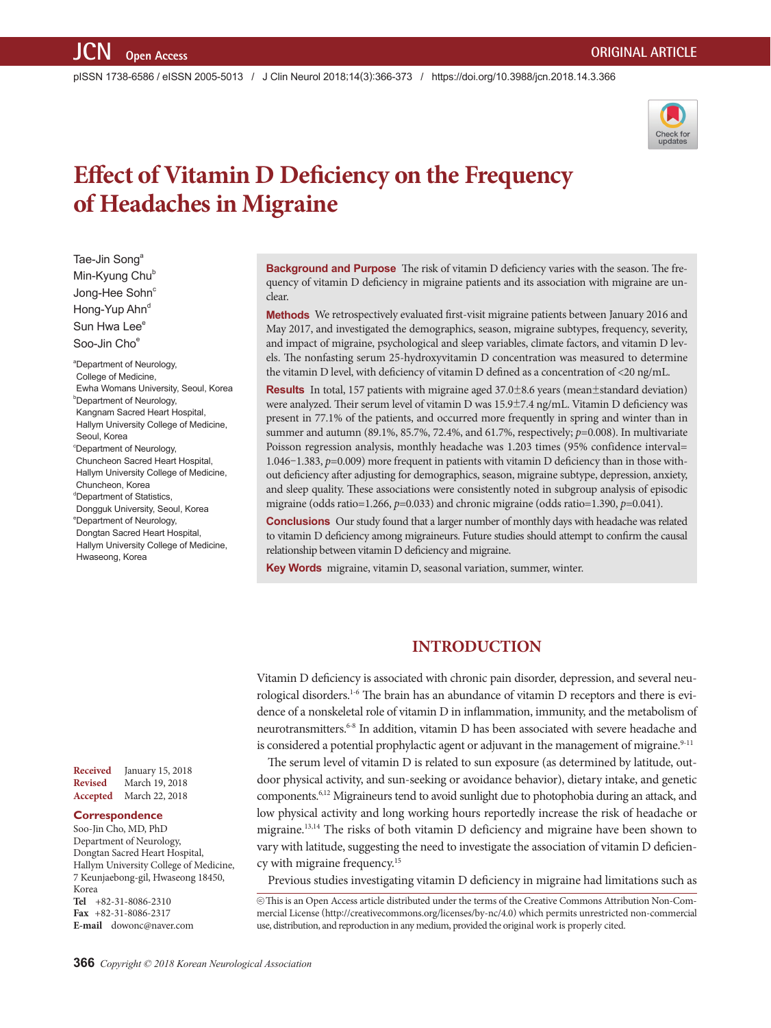ORIGINAL ARTICLE

# Effect of Vitamin D Deficiency on the Frequency of Headaches in Migraine

Tae-Jin Song[a]
Min-Kyung Chu[b]
Jong-Hee Sohn[c]
Hong-Yup Ahn[d]
Sun Hwa Lee[e]
Soo-Jin Cho[e]

[a]Department of Neurology, College of Medicine, Ewha Womans University, Seoul, Korea
[b]Department of Neurology, Kangnam Sacred Heart Hospital, Hallym University College of Medicine, Seoul, Korea
[c]Department of Neurology, Chuncheon Sacred Heart Hospital, Hallym University College of Medicine, Chuncheon, Korea
[d]Department of Statistics, Dongguk University, Seoul, Korea
[e]Department of Neurology, Dongtan Sacred Heart Hospital, Hallym University College of Medicine, Hwaseong, Korea

**Background and Purpose** The risk of vitamin D deficiency varies with the season. The frequency of vitamin D deficiency in migraine patients and its association with migraine are unclear.

**Methods** We retrospectively evaluated first-visit migraine patients between January 2016 and May 2017, and investigated the demographics, season, migraine subtypes, frequency, severity, and impact of migraine, psychological and sleep variables, climate factors, and vitamin D levels. The nonfasting serum 25-hydroxyvitamin D concentration was measured to determine the vitamin D level, with deficiency of vitamin D defined as a concentration of <20 ng/mL.

**Results** In total, 157 patients with migraine aged 37.0±8.6 years (mean±standard deviation) were analyzed. Their serum level of vitamin D was 15.9±7.4 ng/mL. Vitamin D deficiency was present in 77.1% of the patients, and occurred more frequently in spring and winter than in summer and autumn (89.1%, 85.7%, 72.4%, and 61.7%, respectively; $p=0.008$). In multivariate Poisson regression analysis, monthly headache was 1.203 times (95% confidence interval= 1.046−1.383, $p=0.009$) more frequent in patients with vitamin D deficiency than in those without deficiency after adjusting for demographics, season, migraine subtype, depression, anxiety, and sleep quality. These associations were consistently noted in subgroup analysis of episodic migraine (odds ratio=1.266, $p=0.033$) and chronic migraine (odds ratio=1.390, $p=0.041$).

**Conclusions** Our study found that a larger number of monthly days with headache was related to vitamin D deficiency among migraineurs. Future studies should attempt to confirm the causal relationship between vitamin D deficiency and migraine.

**Key Words** migraine, vitamin D, seasonal variation, summer, winter.

**Received** January 15, 2018
**Revised** March 19, 2018
**Accepted** March 22, 2018

**Correspondence**
Soo-Jin Cho, MD, PhD
Department of Neurology, Dongtan Sacred Heart Hospital, Hallym University College of Medicine, 7 Keunjaebong-gil, Hwaseong 18450, Korea
**Tel** +82-31-8086-2310
**Fax** +82-31-8086-2317
**E-mail** dowonc@naver.com

## INTRODUCTION

Vitamin D deficiency is associated with chronic pain disorder, depression, and several neurological disorders.[1-6] The brain has an abundance of vitamin D receptors and there is evidence of a nonskeletal role of vitamin D in inflammation, immunity, and the metabolism of neurotransmitters.[6-8] In addition, vitamin D has been associated with severe headache and is considered a potential prophylactic agent or adjuvant in the management of migraine.[9-11]

The serum level of vitamin D is related to sun exposure (as determined by latitude, outdoor physical activity, and sun-seeking or avoidance behavior), dietary intake, and genetic components.[6,12] Migraineurs tend to avoid sunlight due to photophobia during an attack, and low physical activity and long working hours reportedly increase the risk of headache or migraine.[13,14] The risks of both vitamin D deficiency and migraine have been shown to vary with latitude, suggesting the need to investigate the association of vitamin D deficiency with migraine frequency.[15]

Previous studies investigating vitamin D deficiency in migraine had limitations such as

ⓒ This is an Open Access article distributed under the terms of the Creative Commons Attribution Non-Commercial License (http://creativecommons.org/licenses/by-nc/4.0) which permits unrestricted non-commercial use, distribution, and reproduction in any medium, provided the original work is properly cited.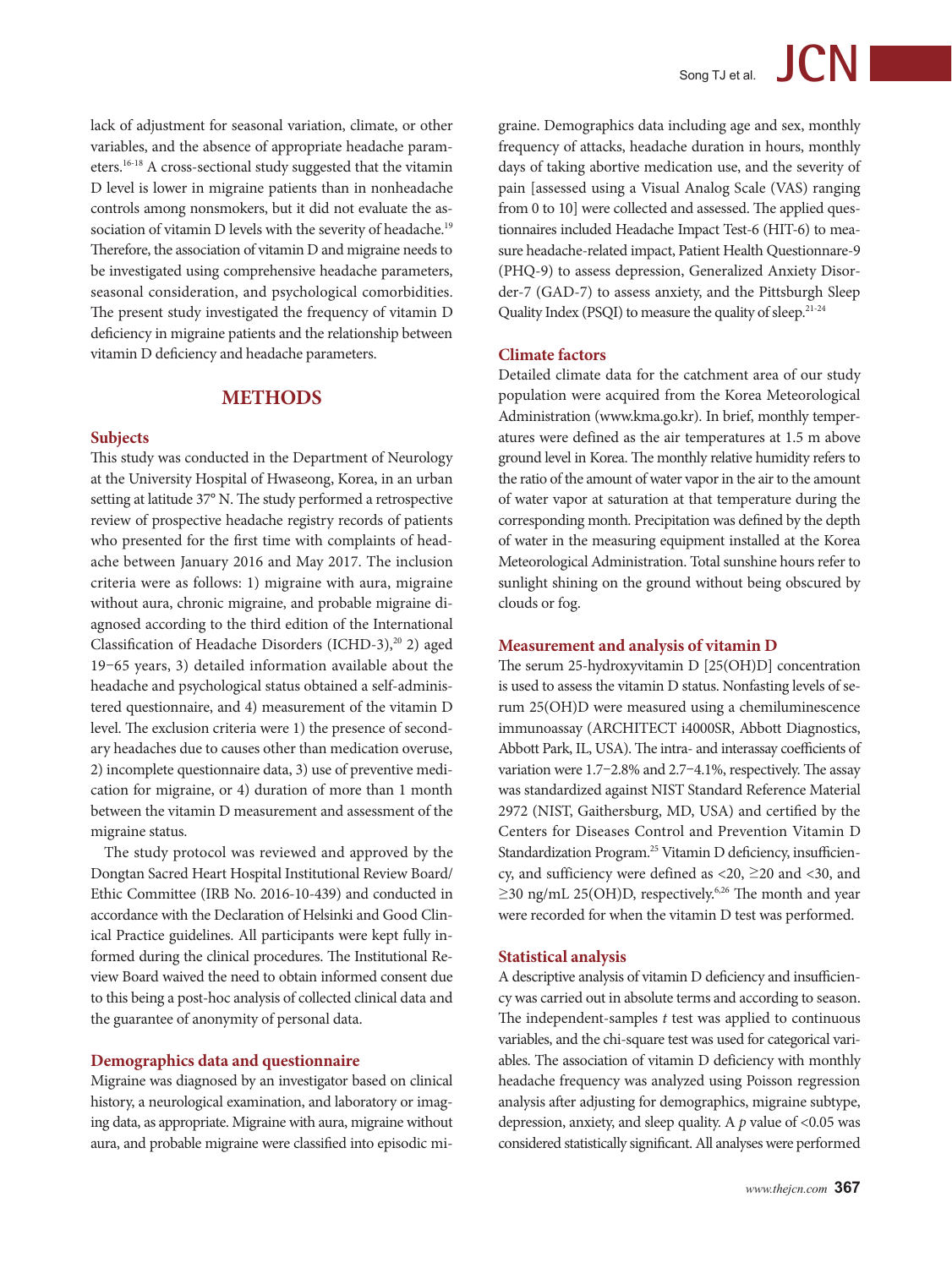lack of adjustment for seasonal variation, climate, or other variables, and the absence of appropriate headache parameters.[16-18] A cross-sectional study suggested that the vitamin D level is lower in migraine patients than in nonheadache controls among nonsmokers, but it did not evaluate the association of vitamin D levels with the severity of headache.[19] Therefore, the association of vitamin D and migraine needs to be investigated using comprehensive headache parameters, seasonal consideration, and psychological comorbidities. The present study investigated the frequency of vitamin D deficiency in migraine patients and the relationship between vitamin D deficiency and headache parameters.

## METHODS

### Subjects

This study was conducted in the Department of Neurology at the University Hospital of Hwaseong, Korea, in an urban setting at latitude 37° N. The study performed a retrospective review of prospective headache registry records of patients who presented for the first time with complaints of headache between January 2016 and May 2017. The inclusion criteria were as follows: 1) migraine with aura, migraine without aura, chronic migraine, and probable migraine diagnosed according to the third edition of the International Classification of Headache Disorders (ICHD-3),[20] 2) aged 19−65 years, 3) detailed information available about the headache and psychological status obtained a self-administered questionnaire, and 4) measurement of the vitamin D level. The exclusion criteria were 1) the presence of secondary headaches due to causes other than medication overuse, 2) incomplete questionnaire data, 3) use of preventive medication for migraine, or 4) duration of more than 1 month between the vitamin D measurement and assessment of the migraine status.

The study protocol was reviewed and approved by the Dongtan Sacred Heart Hospital Institutional Review Board/Ethic Committee (IRB No. 2016-10-439) and conducted in accordance with the Declaration of Helsinki and Good Clinical Practice guidelines. All participants were kept fully informed during the clinical procedures. The Institutional Review Board waived the need to obtain informed consent due to this being a post-hoc analysis of collected clinical data and the guarantee of anonymity of personal data.

### Demographics data and questionnaire

Migraine was diagnosed by an investigator based on clinical history, a neurological examination, and laboratory or imaging data, as appropriate. Migraine with aura, migraine without aura, and probable migraine were classified into episodic migraine. Demographics data including age and sex, monthly frequency of attacks, headache duration in hours, monthly days of taking abortive medication use, and the severity of pain [assessed using a Visual Analog Scale (VAS) ranging from 0 to 10] were collected and assessed. The applied questionnaires included Headache Impact Test-6 (HIT-6) to measure headache-related impact, Patient Health Questionnaire-9 (PHQ-9) to assess depression, Generalized Anxiety Disorder-7 (GAD-7) to assess anxiety, and the Pittsburgh Sleep Quality Index (PSQI) to measure the quality of sleep.[21-24]

### Climate factors

Detailed climate data for the catchment area of our study population were acquired from the Korea Meteorological Administration (www.kma.go.kr). In brief, monthly temperatures were defined as the air temperatures at 1.5 m above ground level in Korea. The monthly relative humidity refers to the ratio of the amount of water vapor in the air to the amount of water vapor at saturation at that temperature during the corresponding month. Precipitation was defined by the depth of water in the measuring equipment installed at the Korea Meteorological Administration. Total sunshine hours refer to sunlight shining on the ground without being obscured by clouds or fog.

### Measurement and analysis of vitamin D

The serum 25-hydroxyvitamin D [25(OH)D] concentration is used to assess the vitamin D status. Nonfasting levels of serum 25(OH)D were measured using a chemiluminescence immunoassay (ARCHITECT i4000SR, Abbott Diagnostics, Abbott Park, IL, USA). The intra- and interassay coefficients of variation were 1.7−2.8% and 2.7−4.1%, respectively. The assay was standardized against NIST Standard Reference Material 2972 (NIST, Gaithersburg, MD, USA) and certified by the Centers for Diseases Control and Prevention Vitamin D Standardization Program.[25] Vitamin D deficiency, insufficiency, and sufficiency were defined as <20, ≥20 and <30, and ≥30 ng/mL 25(OH)D, respectively.[6,26] The month and year were recorded for when the vitamin D test was performed.

### Statistical analysis

A descriptive analysis of vitamin D deficiency and insufficiency was carried out in absolute terms and according to season. The independent-samples *t* test was applied to continuous variables, and the chi-square test was used for categorical variables. The association of vitamin D deficiency with monthly headache frequency was analyzed using Poisson regression analysis after adjusting for demographics, migraine subtype, depression, anxiety, and sleep quality. A $p$ value of <0.05 was considered statistically significant. All analyses were performed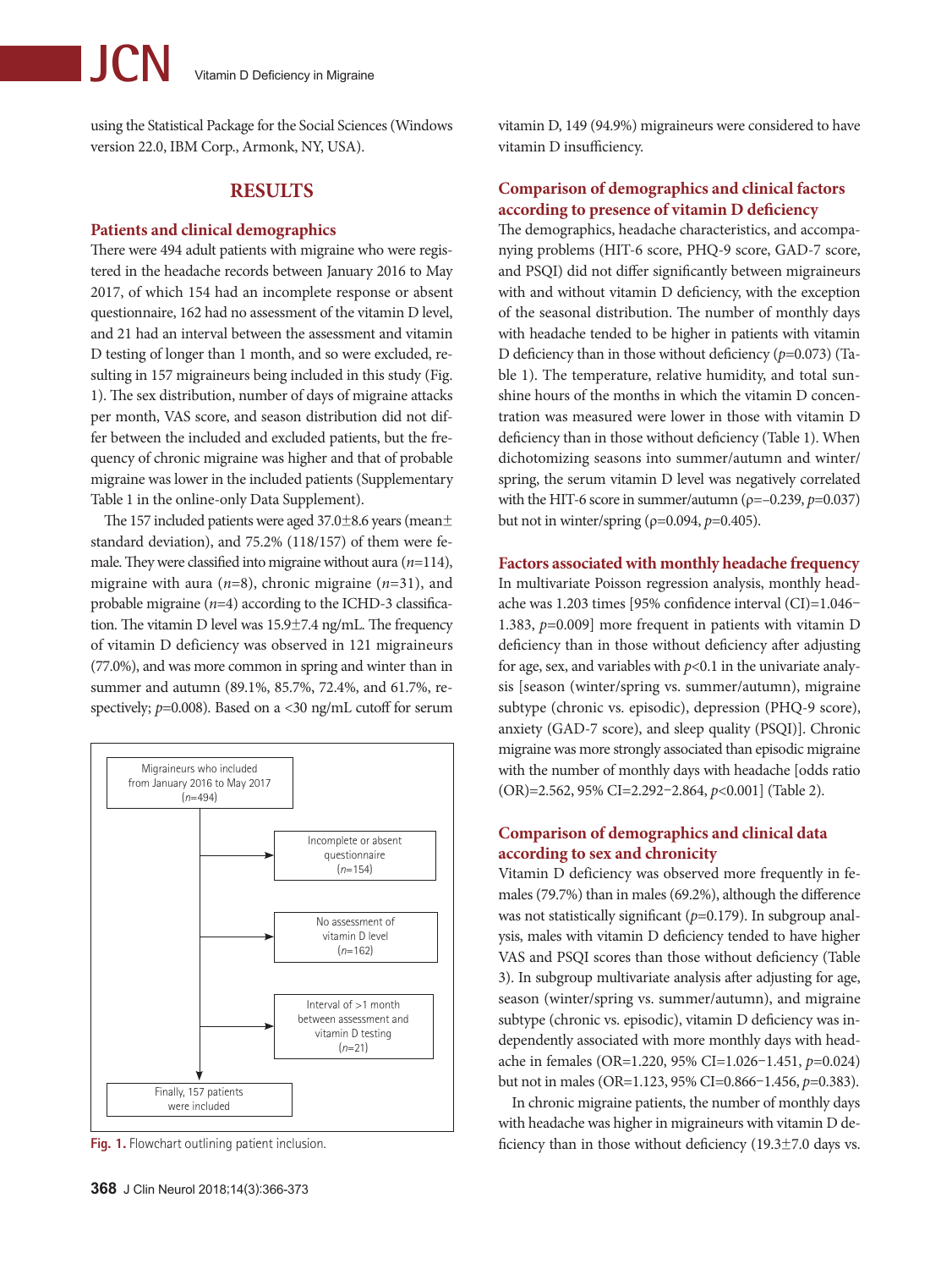using the Statistical Package for the Social Sciences (Windows version 22.0, IBM Corp., Armonk, NY, USA).

## RESULTS

### Patients and clinical demographics

There were 494 adult patients with migraine who were registered in the headache records between January 2016 to May 2017, of which 154 had an incomplete response or absent questionnaire, 162 had no assessment of the vitamin D level, and 21 had an interval between the assessment and vitamin D testing of longer than 1 month, and so were excluded, resulting in 157 migraineurs being included in this study (Fig. 1). The sex distribution, number of days of migraine attacks per month, VAS score, and season distribution did not differ between the included and excluded patients, but the frequency of chronic migraine was higher and that of probable migraine was lower in the included patients (Supplementary Table 1 in the online-only Data Supplement).

The 157 included patients were aged 37.0±8.6 years (mean±standard deviation), and 75.2% (118/157) of them were female. They were classified into migraine without aura (*n*=114), migraine with aura (*n*=8), chronic migraine (*n*=31), and probable migraine (*n*=4) according to the ICHD-3 classification. The vitamin D level was 15.9±7.4 ng/mL. The frequency of vitamin D deficiency was observed in 121 migraineurs (77.0%), and was more common in spring and winter than in summer and autumn (89.1%, 85.7%, 72.4%, and 61.7%, respectively; *p*=0.008). Based on a <30 ng/mL cutoff for serum vitamin D, 149 (94.9%) migraineurs were considered to have vitamin D insufficiency.

Migraineurs who included from January 2016 to May 2017 (*n*=494)
→ Incomplete or absent questionnaire (*n*=154)
→ No assessment of vitamin D level (*n*=162)
→ Interval of >1 month between assessment and vitamin D testing (*n*=21)
→ Finally, 157 patients were included

**Fig. 1.** Flowchart outlining patient inclusion.

### Comparison of demographics and clinical factors according to presence of vitamin D deficiency

The demographics, headache characteristics, and accompanying problems (HIT-6 score, PHQ-9 score, GAD-7 score, and PSQI) did not differ significantly between migraineurs with and without vitamin D deficiency, with the exception of the seasonal distribution. The number of monthly days with headache tended to be higher in patients with vitamin D deficiency than in those without deficiency (*p*=0.073) (Table 1). The temperature, relative humidity, and total sunshine hours of the months in which the vitamin D concentration was measured were lower in those with vitamin D deficiency than in those without deficiency (Table 1). When dichotomizing seasons into summer/autumn and winter/spring, the serum vitamin D level was negatively correlated with the HIT-6 score in summer/autumn (ρ=–0.239, *p*=0.037) but not in winter/spring (ρ=0.094, *p*=0.405).

### Factors associated with monthly headache frequency

In multivariate Poisson regression analysis, monthly headache was 1.203 times [95% confidence interval (CI)=1.046–1.383, *p*=0.009] more frequent in patients with vitamin D deficiency than in those without deficiency after adjusting for age, sex, and variables with *p*<0.1 in the univariate analysis [season (winter/spring vs. summer/autumn), migraine subtype (chronic vs. episodic), depression (PHQ-9 score), anxiety (GAD-7 score), and sleep quality (PSQI)]. Chronic migraine was more strongly associated than episodic migraine with the number of monthly days with headache [odds ratio (OR)=2.562, 95% CI=2.292–2.864, *p*<0.001] (Table 2).

### Comparison of demographics and clinical data according to sex and chronicity

Vitamin D deficiency was observed more frequently in females (79.7%) than in males (69.2%), although the difference was not statistically significant (*p*=0.179). In subgroup analysis, males with vitamin D deficiency tended to have higher VAS and PSQI scores than those without deficiency (Table 3). In subgroup multivariate analysis after adjusting for age, season (winter/spring vs. summer/autumn), and migraine subtype (chronic vs. episodic), vitamin D deficiency was independently associated with more monthly days with headache in females (OR=1.220, 95% CI=1.026–1.451, *p*=0.024) but not in males (OR=1.123, 95% CI=0.866–1.456, *p*=0.383).

In chronic migraine patients, the number of monthly days with headache was higher in migraineurs with vitamin D deficiency than in those without deficiency (19.3±7.0 days vs.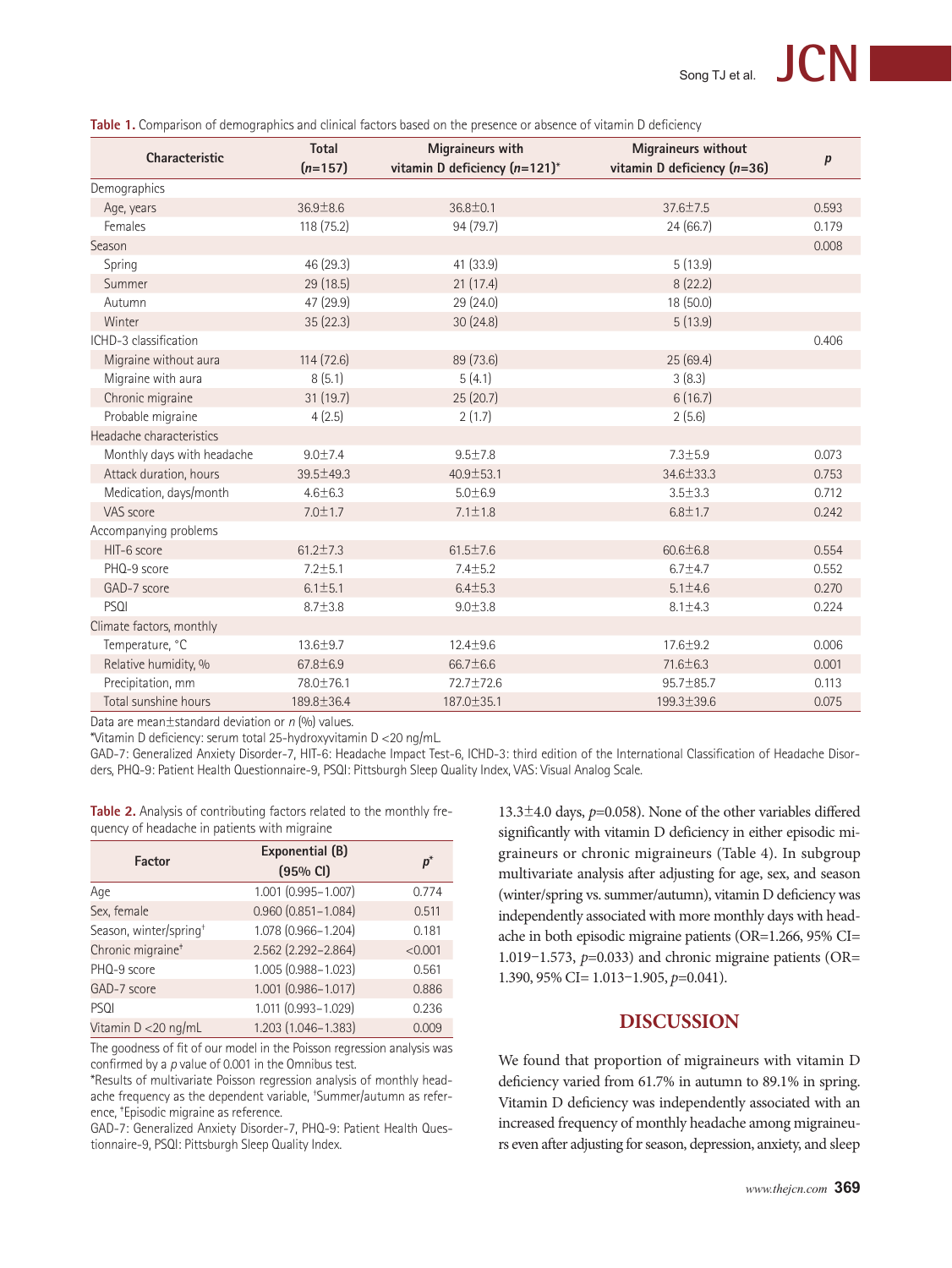**Table 1.** Comparison of demographics and clinical factors based on the presence or absence of vitamin D deficiency

| Characteristic | Total (n=157) | Migraineurs with vitamin D deficiency (n=121)* | Migraineurs without vitamin D deficiency (n=36) | p |
|---|---|---|---|---|
| Demographics | | | | |
| Age, years | 36.9±8.6 | 36.8±0.1 | 37.6±7.5 | 0.593 |
| Females | 118 (75.2) | 94 (79.7) | 24 (66.7) | 0.179 |
| Season | | | | 0.008 |
| Spring | 46 (29.3) | 41 (33.9) | 5 (13.9) | |
| Summer | 29 (18.5) | 21 (17.4) | 8 (22.2) | |
| Autumn | 47 (29.9) | 29 (24.0) | 18 (50.0) | |
| Winter | 35 (22.3) | 30 (24.8) | 5 (13.9) | |
| ICHD-3 classification | | | | 0.406 |
| Migraine without aura | 114 (72.6) | 89 (73.6) | 25 (69.4) | |
| Migraine with aura | 8 (5.1) | 5 (4.1) | 3 (8.3) | |
| Chronic migraine | 31 (19.7) | 25 (20.7) | 6 (16.7) | |
| Probable migraine | 4 (2.5) | 2 (1.7) | 2 (5.6) | |
| Headache characteristics | | | | |
| Monthly days with headache | 9.0±7.4 | 9.5±7.8 | 7.3±5.9 | 0.073 |
| Attack duration, hours | 39.5±49.3 | 40.9±53.1 | 34.6±33.3 | 0.753 |
| Medication, days/month | 4.6±6.3 | 5.0±6.9 | 3.5±3.3 | 0.712 |
| VAS score | 7.0±1.7 | 7.1±1.8 | 6.8±1.7 | 0.242 |
| Accompanying problems | | | | |
| HIT-6 score | 61.2±7.3 | 61.5±7.6 | 60.6±6.8 | 0.554 |
| PHQ-9 score | 7.2±5.1 | 7.4±5.2 | 6.7±4.7 | 0.552 |
| GAD-7 score | 6.1±5.1 | 6.4±5.3 | 5.1±4.6 | 0.270 |
| PSQI | 8.7±3.8 | 9.0±3.8 | 8.1±4.3 | 0.224 |
| Climate factors, monthly | | | | |
| Temperature, °C | 13.6±9.7 | 12.4±9.6 | 17.6±9.2 | 0.006 |
| Relative humidity, % | 67.8±6.9 | 66.7±6.6 | 71.6±6.3 | 0.001 |
| Precipitation, mm | 78.0±76.1 | 72.7±72.6 | 95.7±85.7 | 0.113 |
| Total sunshine hours | 189.8±36.4 | 187.0±35.1 | 199.3±39.6 | 0.075 |

Data are mean±standard deviation or n (%) values.

*Vitamin D deficiency: serum total 25-hydroxyvitamin D <20 ng/mL.

GAD-7: Generalized Anxiety Disorder-7, HIT-6: Headache Impact Test-6, ICHD-3: third edition of the International Classification of Headache Disorders, PHQ-9: Patient Health Questionnaire-9, PSQI: Pittsburgh Sleep Quality Index, VAS: Visual Analog Scale.

**Table 2.** Analysis of contributing factors related to the monthly frequency of headache in patients with migraine

| Factor | Exponential (B) (95% CI) | p* |
|---|---|---|
| Age | 1.001 (0.995–1.007) | 0.774 |
| Sex, female | 0.960 (0.851–1.084) | 0.511 |
| Season, winter/spring† | 1.078 (0.966–1.204) | 0.181 |
| Chronic migraine‡ | 2.562 (2.292–2.864) | <0.001 |
| PHQ-9 score | 1.005 (0.988–1.023) | 0.561 |
| GAD-7 score | 1.001 (0.986–1.017) | 0.886 |
| PSQI | 1.011 (0.993–1.029) | 0.236 |
| Vitamin D <20 ng/mL | 1.203 (1.046–1.383) | 0.009 |

The goodness of fit of our model in the Poisson regression analysis was confirmed by a p value of 0.001 in the Omnibus test.

*Results of multivariate Poisson regression analysis of monthly headache frequency as the dependent variable, †Summer/autumn as reference, ‡Episodic migraine as reference.

GAD-7: Generalized Anxiety Disorder-7, PHQ-9: Patient Health Questionnaire-9, PSQI: Pittsburgh Sleep Quality Index.

13.3±4.0 days, $p$=0.058). None of the other variables differed significantly with vitamin D deficiency in either episodic migraineurs or chronic migraineurs (Table 4). In subgroup multivariate analysis after adjusting for age, sex, and season (winter/spring vs. summer/autumn), vitamin D deficiency was independently associated with more monthly days with headache in both episodic migraine patients (OR=1.266, 95% CI= 1.019−1.573, $p$=0.033) and chronic migraine patients (OR= 1.390, 95% CI= 1.013−1.905, $p$=0.041).

## DISCUSSION

We found that proportion of migraineurs with vitamin D deficiency varied from 61.7% in autumn to 89.1% in spring. Vitamin D deficiency was independently associated with an increased frequency of monthly headache among migraineurs even after adjusting for season, depression, anxiety, and sleep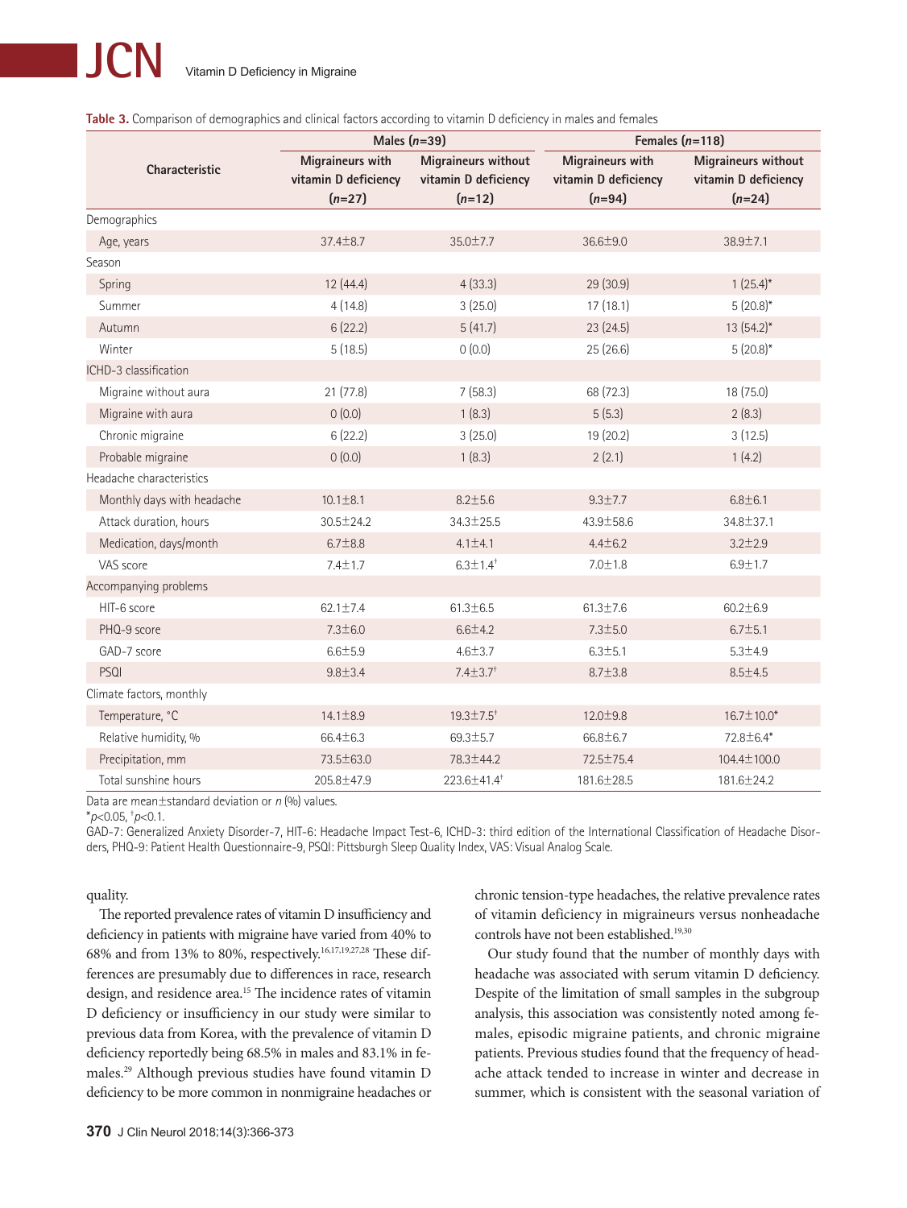**Table 3.** Comparison of demographics and clinical factors according to vitamin D deficiency in males and females

| Characteristic | Males ($n$=39) | | Females ($n$=118) | |
|---|---|---|---|---|
| | Migraineurs with vitamin D deficiency ($n$=27) | Migraineurs without vitamin D deficiency ($n$=12) | Migraineurs with vitamin D deficiency ($n$=94) | Migraineurs without vitamin D deficiency ($n$=24) |
| Demographics | | | | |
| Age, years | 37.4±8.7 | 35.0±7.7 | 36.6±9.0 | 38.9±7.1 |
| Season | | | | |
| Spring | 12 (44.4) | 4 (33.3) | 29 (30.9) | 1 (25.4)* |
| Summer | 4 (14.8) | 3 (25.0) | 17 (18.1) | 5 (20.8)* |
| Autumn | 6 (22.2) | 5 (41.7) | 23 (24.5) | 13 (54.2)* |
| Winter | 5 (18.5) | 0 (0.0) | 25 (26.6) | 5 (20.8)* |
| ICHD-3 classification | | | | |
| Migraine without aura | 21 (77.8) | 7 (58.3) | 68 (72.3) | 18 (75.0) |
| Migraine with aura | 0 (0.0) | 1 (8.3) | 5 (5.3) | 2 (8.3) |
| Chronic migraine | 6 (22.2) | 3 (25.0) | 19 (20.2) | 3 (12.5) |
| Probable migraine | 0 (0.0) | 1 (8.3) | 2 (2.1) | 1 (4.2) |
| Headache characteristics | | | | |
| Monthly days with headache | 10.1±8.1 | 8.2±5.6 | 9.3±7.7 | 6.8±6.1 |
| Attack duration, hours | 30.5±24.2 | 34.3±25.5 | 43.9±58.6 | 34.8±37.1 |
| Medication, days/month | 6.7±8.8 | 4.1±4.1 | 4.4±6.2 | 3.2±2.9 |
| VAS score | 7.4±1.7 | 6.3±1.4† | 7.0±1.8 | 6.9±1.7 |
| Accompanying problems | | | | |
| HIT-6 score | 62.1±7.4 | 61.3±6.5 | 61.3±7.6 | 60.2±6.9 |
| PHQ-9 score | 7.3±6.0 | 6.6±4.2 | 7.3±5.0 | 6.7±5.1 |
| GAD-7 score | 6.6±5.9 | 4.6±3.7 | 6.3±5.1 | 5.3±4.9 |
| PSQI | 9.8±3.4 | 7.4±3.7† | 8.7±3.8 | 8.5±4.5 |
| Climate factors, monthly | | | | |
| Temperature, °C | 14.1±8.9 | 19.3±7.5† | 12.0±9.8 | 16.7±10.0* |
| Relative humidity, % | 66.4±6.3 | 69.3±5.7 | 66.8±6.7 | 72.8±6.4* |
| Precipitation, mm | 73.5±63.0 | 78.3±44.2 | 72.5±75.4 | 104.4±100.0 |
| Total sunshine hours | 205.8±47.9 | 223.6±41.4† | 181.6±28.5 | 181.6±24.2 |

Data are mean±standard deviation or $n$ (%) values.

*$p$<0.05, †$p$<0.1.

GAD-7: Generalized Anxiety Disorder-7, HIT-6: Headache Impact Test-6, ICHD-3: third edition of the International Classification of Headache Disorders, PHQ-9: Patient Health Questionnaire-9, PSQI: Pittsburgh Sleep Quality Index, VAS: Visual Analog Scale.

quality.

The reported prevalence rates of vitamin D insufficiency and deficiency in patients with migraine have varied from 40% to 68% and from 13% to 80%, respectively.[16,17,19,27,28] These differences are presumably due to differences in race, research design, and residence area.[15] The incidence rates of vitamin D deficiency or insufficiency in our study were similar to previous data from Korea, with the prevalence of vitamin D deficiency reportedly being 68.5% in males and 83.1% in females.[29] Although previous studies have found vitamin D deficiency to be more common in nonmigraine headaches or chronic tension-type headaches, the relative prevalence rates of vitamin deficiency in migraineurs versus nonheadache controls have not been established.[19,30]

Our study found that the number of monthly days with headache was associated with serum vitamin D deficiency. Despite of the limitation of small samples in the subgroup analysis, this association was consistently noted among females, episodic migraine patients, and chronic migraine patients. Previous studies found that the frequency of headache attack tended to increase in winter and decrease in summer, which is consistent with the seasonal variation of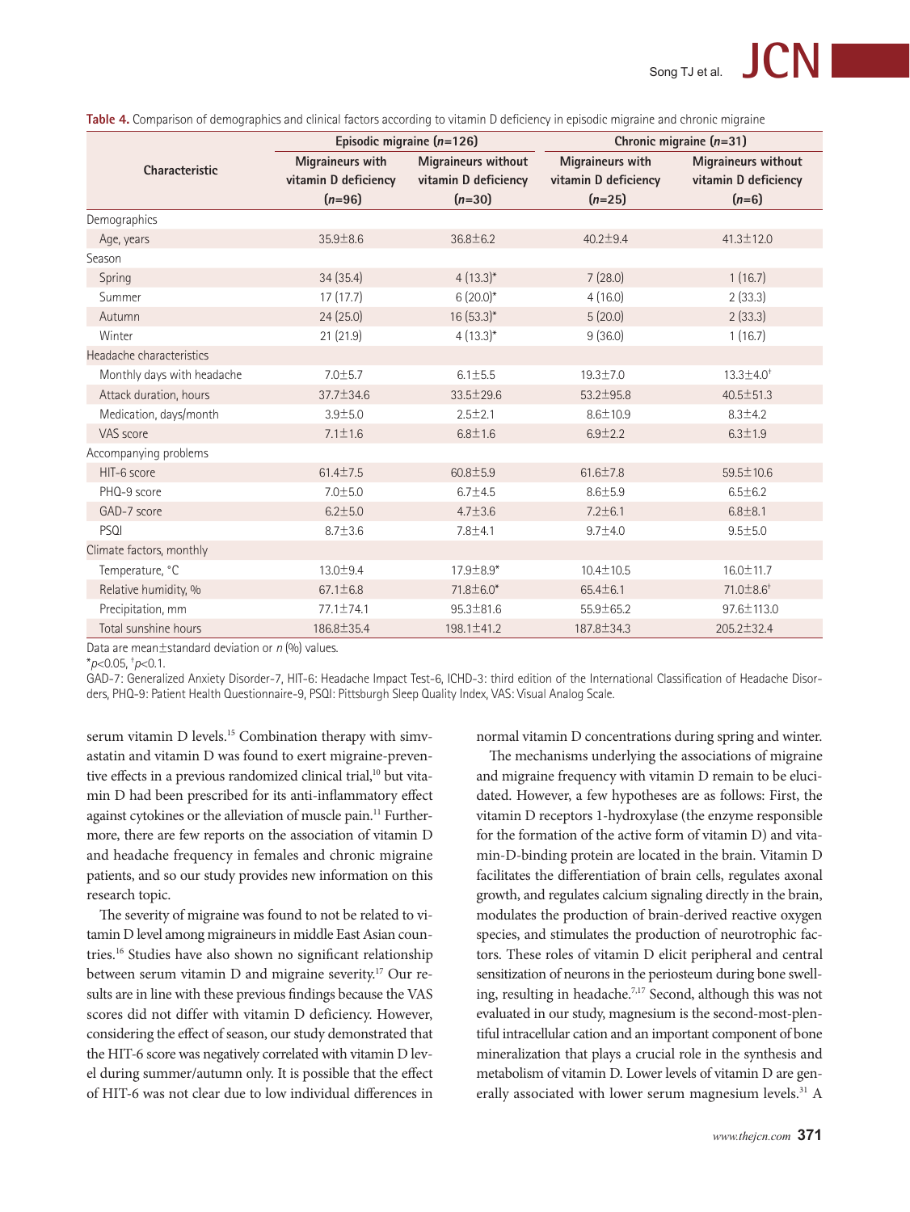**Table 4.** Comparison of demographics and clinical factors according to vitamin D deficiency in episodic migraine and chronic migraine

| Characteristic | Episodic migraine (*n*=126) | | Chronic migraine (*n*=31) | |
|---|---|---|---|---|
| | Migraineurs with vitamin D deficiency (*n*=96) | Migraineurs without vitamin D deficiency (*n*=30) | Migraineurs with vitamin D deficiency (*n*=25) | Migraineurs without vitamin D deficiency (*n*=6) |
| Demographics | | | | |
| Age, years | 35.9±8.6 | 36.8±6.2 | 40.2±9.4 | 41.3±12.0 |
| Season | | | | |
| Spring | 34 (35.4) | 4 (13.3)* | 7 (28.0) | 1 (16.7) |
| Summer | 17 (17.7) | 6 (20.0)* | 4 (16.0) | 2 (33.3) |
| Autumn | 24 (25.0) | 16 (53.3)* | 5 (20.0) | 2 (33.3) |
| Winter | 21 (21.9) | 4 (13.3)* | 9 (36.0) | 1 (16.7) |
| Headache characteristics | | | | |
| Monthly days with headache | 7.0±5.7 | 6.1±5.5 | 19.3±7.0 | 13.3±4.0† |
| Attack duration, hours | 37.7±34.6 | 33.5±29.6 | 53.2±95.8 | 40.5±51.3 |
| Medication, days/month | 3.9±5.0 | 2.5±2.1 | 8.6±10.9 | 8.3±4.2 |
| VAS score | 7.1±1.6 | 6.8±1.6 | 6.9±2.2 | 6.3±1.9 |
| Accompanying problems | | | | |
| HIT-6 score | 61.4±7.5 | 60.8±5.9 | 61.6±7.8 | 59.5±10.6 |
| PHQ-9 score | 7.0±5.0 | 6.7±4.5 | 8.6±5.9 | 6.5±6.2 |
| GAD-7 score | 6.2±5.0 | 4.7±3.6 | 7.2±6.1 | 6.8±8.1 |
| PSQI | 8.7±3.6 | 7.8±4.1 | 9.7±4.0 | 9.5±5.0 |
| Climate factors, monthly | | | | |
| Temperature, °C | 13.0±9.4 | 17.9±8.9* | 10.4±10.5 | 16.0±11.7 |
| Relative humidity, % | 67.1±6.8 | 71.8±6.0* | 65.4±6.1 | 71.0±8.6† |
| Precipitation, mm | 77.1±74.1 | 95.3±81.6 | 55.9±65.2 | 97.6±113.0 |
| Total sunshine hours | 186.8±35.4 | 198.1±41.2 | 187.8±34.3 | 205.2±32.4 |

Data are mean±standard deviation or *n* (%) values.

*$p<0.05$, †$p<0.1$.

GAD-7: Generalized Anxiety Disorder-7, HIT-6: Headache Impact Test-6, ICHD-3: third edition of the International Classification of Headache Disorders, PHQ-9: Patient Health Questionnaire-9, PSQI: Pittsburgh Sleep Quality Index, VAS: Visual Analog Scale.

serum vitamin D levels.[15] Combination therapy with simvastatin and vitamin D was found to exert migraine-preventive effects in a previous randomized clinical trial,[10] but vitamin D had been prescribed for its anti-inflammatory effect against cytokines or the alleviation of muscle pain.[11] Furthermore, there are few reports on the association of vitamin D and headache frequency in females and chronic migraine patients, and so our study provides new information on this research topic.

The severity of migraine was found to not be related to vitamin D level among migraineurs in middle East Asian countries.[16] Studies have also shown no significant relationship between serum vitamin D and migraine severity.[17] Our results are in line with these previous findings because the VAS scores did not differ with vitamin D deficiency. However, considering the effect of season, our study demonstrated that the HIT-6 score was negatively correlated with vitamin D level during summer/autumn only. It is possible that the effect of HIT-6 was not clear due to low individual differences in normal vitamin D concentrations during spring and winter.

The mechanisms underlying the associations of migraine and migraine frequency with vitamin D remain to be elucidated. However, a few hypotheses are as follows: First, the vitamin D receptors 1-hydroxylase (the enzyme responsible for the formation of the active form of vitamin D) and vitamin-D-binding protein are located in the brain. Vitamin D facilitates the differentiation of brain cells, regulates axonal growth, and regulates calcium signaling directly in the brain, modulates the production of brain-derived reactive oxygen species, and stimulates the production of neurotrophic factors. These roles of vitamin D elicit peripheral and central sensitization of neurons in the periosteum during bone swelling, resulting in headache.[7,17] Second, although this was not evaluated in our study, magnesium is the second-most-plentiful intracellular cation and an important component of bone mineralization that plays a crucial role in the synthesis and metabolism of vitamin D. Lower levels of vitamin D are generally associated with lower serum magnesium levels.[31] A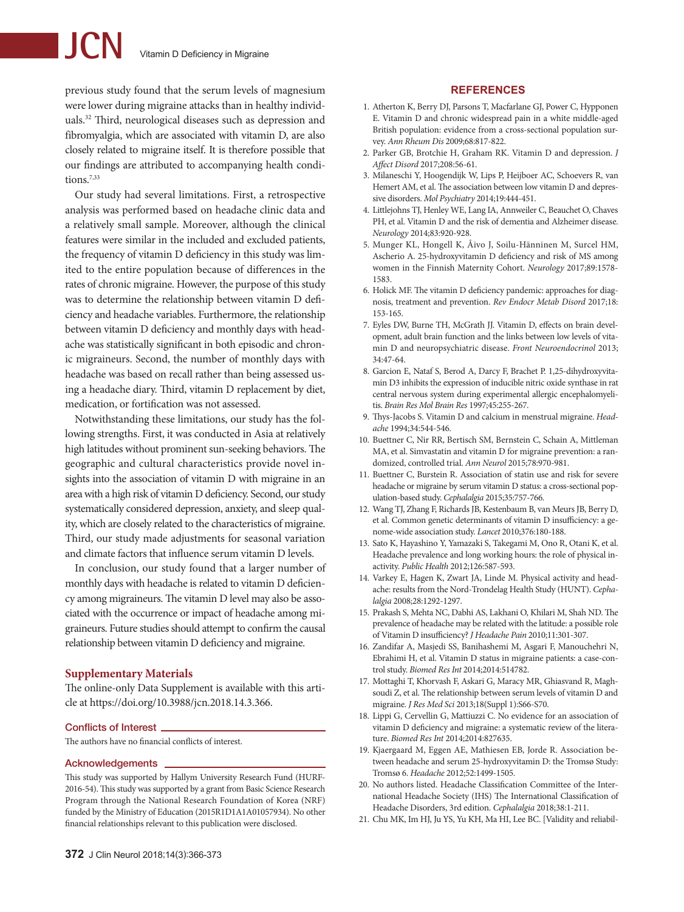previous study found that the serum levels of magnesium were lower during migraine attacks than in healthy individuals.[32] Third, neurological diseases such as depression and fibromyalgia, which are associated with vitamin D, are also closely related to migraine itself. It is therefore possible that our findings are attributed to accompanying health conditions.[7,33]

Our study had several limitations. First, a retrospective analysis was performed based on headache clinic data and a relatively small sample. Moreover, although the clinical features were similar in the included and excluded patients, the frequency of vitamin D deficiency in this study was limited to the entire population because of differences in the rates of chronic migraine. However, the purpose of this study was to determine the relationship between vitamin D deficiency and headache variables. Furthermore, the relationship between vitamin D deficiency and monthly days with headache was statistically significant in both episodic and chronic migraineurs. Second, the number of monthly days with headache was based on recall rather than being assessed using a headache diary. Third, vitamin D replacement by diet, medication, or fortification was not assessed.

Notwithstanding these limitations, our study has the following strengths. First, it was conducted in Asia at relatively high latitudes without prominent sun-seeking behaviors. The geographic and cultural characteristics provide novel insights into the association of vitamin D with migraine in an area with a high risk of vitamin D deficiency. Second, our study systematically considered depression, anxiety, and sleep quality, which are closely related to the characteristics of migraine. Third, our study made adjustments for seasonal variation and climate factors that influence serum vitamin D levels.

In conclusion, our study found that a larger number of monthly days with headache is related to vitamin D deficiency among migraineurs. The vitamin D level may also be associated with the occurrence or impact of headache among migraineurs. Future studies should attempt to confirm the causal relationship between vitamin D deficiency and migraine.

## Supplementary Materials

The online-only Data Supplement is available with this article at https://doi.org/10.3988/jcn.2018.14.3.366.

### Conflicts of Interest

The authors have no financial conflicts of interest.

### Acknowledgements

This study was supported by Hallym University Research Fund (HURF-2016-54). This study was supported by a grant from Basic Science Research Program through the National Research Foundation of Korea (NRF) funded by the Ministry of Education (2015R1D1A1A01057934). No other financial relationships relevant to this publication were disclosed.

## REFERENCES

1. Atherton K, Berry DJ, Parsons T, Macfarlane GJ, Power C, Hypponen E. Vitamin D and chronic widespread pain in a white middle-aged British population: evidence from a cross-sectional population survey. *Ann Rheum Dis* 2009;68:817-822.
2. Parker GB, Brotchie H, Graham RK. Vitamin D and depression. *J Affect Disord* 2017;208:56-61.
3. Milaneschi Y, Hoogendijk W, Lips P, Heijboer AC, Schoevers R, van Hemert AM, et al. The association between low vitamin D and depressive disorders. *Mol Psychiatry* 2014;19:444-451.
4. Littlejohns TJ, Henley WE, Lang IA, Annweiler C, Beauchet O, Chaves PH, et al. Vitamin D and the risk of dementia and Alzheimer disease. *Neurology* 2014;83:920-928.
5. Munger KL, Hongell K, Åivo J, Soilu-Hänninen M, Surcel HM, Ascherio A. 25-hydroxyvitamin D deficiency and risk of MS among women in the Finnish Maternity Cohort. *Neurology* 2017;89:1578-1583.
6. Holick MF. The vitamin D deficiency pandemic: approaches for diagnosis, treatment and prevention. *Rev Endocr Metab Disord* 2017;18:153-165.
7. Eyles DW, Burne TH, McGrath JJ. Vitamin D, effects on brain development, adult brain function and the links between low levels of vitamin D and neuropsychiatric disease. *Front Neuroendocrinol* 2013;34:47-64.
8. Garcion E, Nataf S, Berod A, Darcy F, Brachet P. 1,25-dihydroxyvitamin D3 inhibits the expression of inducible nitric oxide synthase in rat central nervous system during experimental allergic encephalomyelitis. *Brain Res Mol Brain Res* 1997;45:255-267.
9. Thys-Jacobs S. Vitamin D and calcium in menstrual migraine. *Headache* 1994;34:544-546.
10. Buettner C, Nir RR, Bertisch SM, Bernstein C, Schain A, Mittleman MA, et al. Simvastatin and vitamin D for migraine prevention: a randomized, controlled trial. *Ann Neurol* 2015;78:970-981.
11. Buettner C, Burstein R. Association of statin use and risk for severe headache or migraine by serum vitamin D status: a cross-sectional population-based study. *Cephalalgia* 2015;35:757-766.
12. Wang TJ, Zhang F, Richards JB, Kestenbaum B, van Meurs JB, Berry D, et al. Common genetic determinants of vitamin D insufficiency: a genome-wide association study. *Lancet* 2010;376:180-188.
13. Sato K, Hayashino Y, Yamazaki S, Takegami M, Ono R, Otani K, et al. Headache prevalence and long working hours: the role of physical inactivity. *Public Health* 2012;126:587-593.
14. Varkey E, Hagen K, Zwart JA, Linde M. Physical activity and headache: results from the Nord-Trondelag Health Study (HUNT). *Cephalalgia* 2008;28:1292-1297.
15. Prakash S, Mehta NC, Dabhi AS, Lakhani O, Khilari M, Shah ND. The prevalence of headache may be related with the latitude: a possible role of Vitamin D insufficiency? *J Headache Pain* 2010;11:301-307.
16. Zandifar A, Masjedi SS, Banihashemi M, Asgari F, Manouchehri N, Ebrahimi H, et al. Vitamin D status in migraine patients: a case-control study. *Biomed Res Int* 2014;2014:514782.
17. Mottaghi T, Khorvash F, Askari G, Maracy MR, Ghiasvand R, Maghsoudi Z, et al. The relationship between serum levels of vitamin D and migraine. *J Res Med Sci* 2013;18(Suppl 1):S66-S70.
18. Lippi G, Cervellin G, Mattiuzzi C. No evidence for an association of vitamin D deficiency and migraine: a systematic review of the literature. *Biomed Res Int* 2014;2014:827635.
19. Kjaergaard M, Eggen AE, Mathiesen EB, Jorde R. Association between headache and serum 25-hydroxyvitamin D: the Tromsø Study: Tromsø 6. *Headache* 2012;52:1499-1505.
20. No authors listed. Headache Classification Committee of the International Headache Society (IHS) The International Classification of Headache Disorders, 3rd edition. *Cephalalgia* 2018;38:1-211.
21. Chu MK, Im HJ, Ju YS, Yu KH, Ma HI, Lee BC. [Validity and reliabil-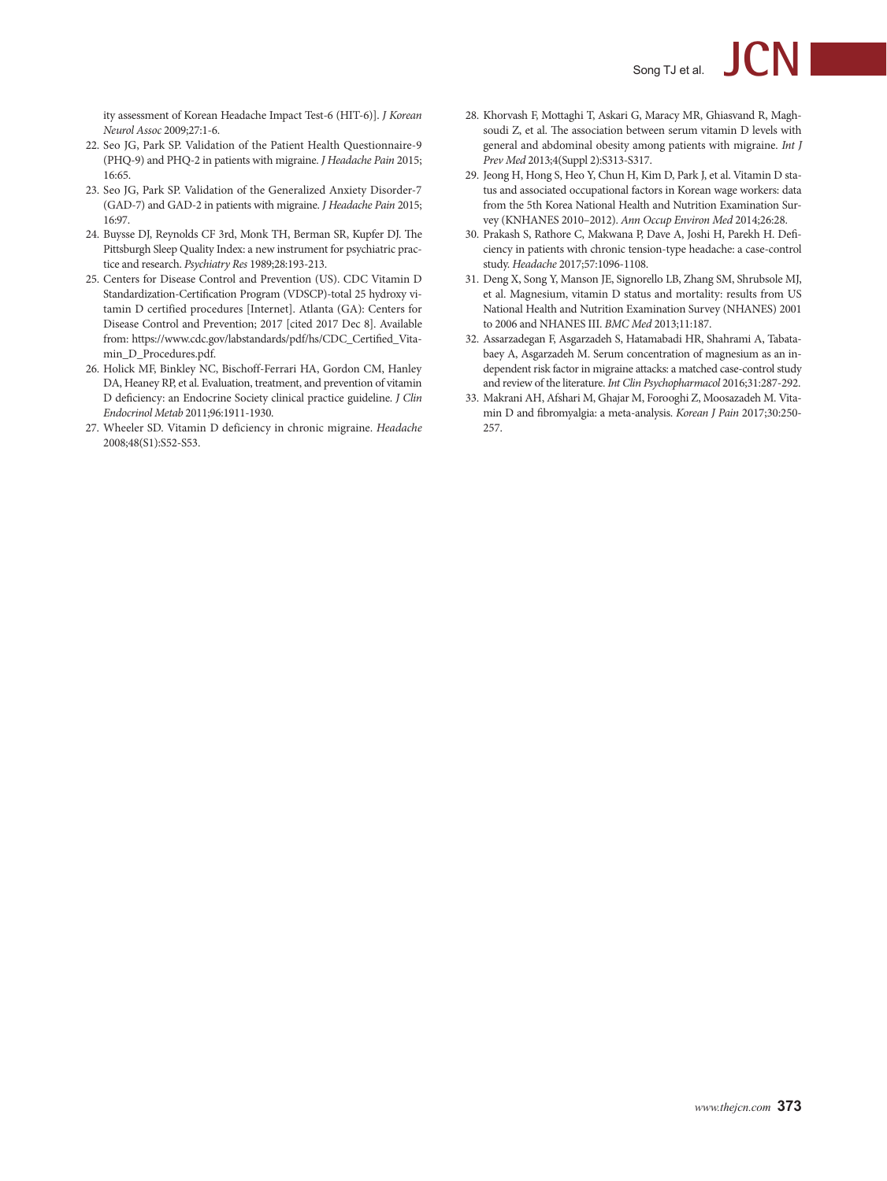ity assessment of Korean Headache Impact Test-6 (HIT-6)]. *J Korean Neurol Assoc* 2009;27:1-6.

22. Seo JG, Park SP. Validation of the Patient Health Questionnaire-9 (PHQ-9) and PHQ-2 in patients with migraine. *J Headache Pain* 2015; 16:65.
23. Seo JG, Park SP. Validation of the Generalized Anxiety Disorder-7 (GAD-7) and GAD-2 in patients with migraine. *J Headache Pain* 2015; 16:97.
24. Buysse DJ, Reynolds CF 3rd, Monk TH, Berman SR, Kupfer DJ. The Pittsburgh Sleep Quality Index: a new instrument for psychiatric practice and research. *Psychiatry Res* 1989;28:193-213.
25. Centers for Disease Control and Prevention (US). CDC Vitamin D Standardization-Certification Program (VDSCP)-total 25 hydroxy vitamin D certified procedures [Internet]. Atlanta (GA): Centers for Disease Control and Prevention; 2017 [cited 2017 Dec 8]. Available from: https://www.cdc.gov/labstandards/pdf/hs/CDC_Certified_Vitamin_D_Procedures.pdf.
26. Holick MF, Binkley NC, Bischoff-Ferrari HA, Gordon CM, Hanley DA, Heaney RP, et al. Evaluation, treatment, and prevention of vitamin D deficiency: an Endocrine Society clinical practice guideline. *J Clin Endocrinol Metab* 2011;96:1911-1930.
27. Wheeler SD. Vitamin D deficiency in chronic migraine. *Headache* 2008;48(S1):S52-S53.
28. Khorvash F, Mottaghi T, Askari G, Maracy MR, Ghiasvand R, Maghsoudi Z, et al. The association between serum vitamin D levels with general and abdominal obesity among patients with migraine. *Int J Prev Med* 2013;4(Suppl 2):S313-S317.
29. Jeong H, Hong S, Heo Y, Chun H, Kim D, Park J, et al. Vitamin D status and associated occupational factors in Korean wage workers: data from the 5th Korea National Health and Nutrition Examination Survey (KNHANES 2010–2012). *Ann Occup Environ Med* 2014;26:28.
30. Prakash S, Rathore C, Makwana P, Dave A, Joshi H, Parekh H. Deficiency in patients with chronic tension-type headache: a case-control study. *Headache* 2017;57:1096-1108.
31. Deng X, Song Y, Manson JE, Signorello LB, Zhang SM, Shrubsole MJ, et al. Magnesium, vitamin D status and mortality: results from US National Health and Nutrition Examination Survey (NHANES) 2001 to 2006 and NHANES III. *BMC Med* 2013;11:187.
32. Assarzadegan F, Asgarzadeh S, Hatamabadi HR, Shahrami A, Tabatabaey A, Asgarzadeh M. Serum concentration of magnesium as an independent risk factor in migraine attacks: a matched case-control study and review of the literature. *Int Clin Psychopharmacol* 2016;31:287-292.
33. Makrani AH, Afshari M, Ghajar M, Forooghi Z, Moosazadeh M. Vitamin D and fibromyalgia: a meta-analysis. *Korean J Pain* 2017;30:250-257.